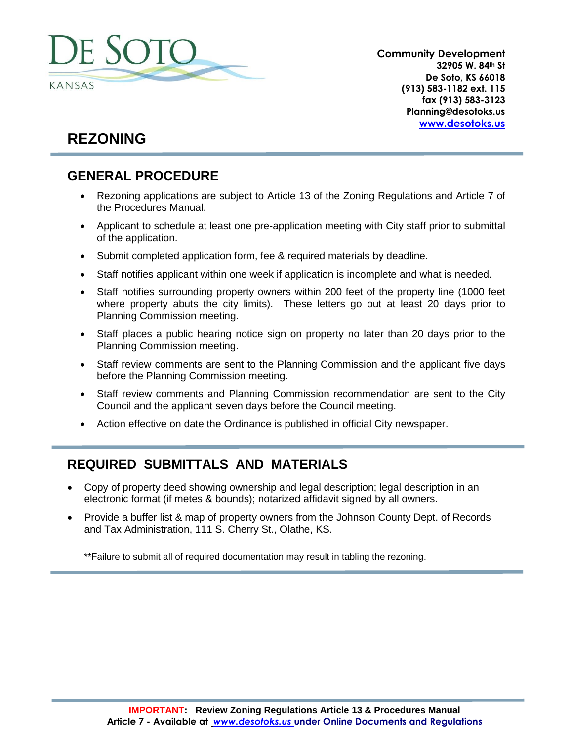DE SOTO

KANSAS

**Community Development**
**32905 W. 84th St**
**De Soto, KS 66018**
**(913) 583-1182 ext. 115**
**fax (913) 583-3123**
**Planning@desotoks.us**
**www.desotoks.us**

# REZONING

## GENERAL PROCEDURE

- Rezoning applications are subject to Article 13 of the Zoning Regulations and Article 7 of the Procedures Manual.
- Applicant to schedule at least one pre-application meeting with City staff prior to submittal of the application.
- Submit completed application form, fee & required materials by deadline.
- Staff notifies applicant within one week if application is incomplete and what is needed.
- Staff notifies surrounding property owners within 200 feet of the property line (1000 feet where property abuts the city limits). These letters go out at least 20 days prior to Planning Commission meeting.
- Staff places a public hearing notice sign on property no later than 20 days prior to the Planning Commission meeting.
- Staff review comments are sent to the Planning Commission and the applicant five days before the Planning Commission meeting.
- Staff review comments and Planning Commission recommendation are sent to the City Council and the applicant seven days before the Council meeting.
- Action effective on date the Ordinance is published in official City newspaper.

## REQUIRED SUBMITTALS AND MATERIALS

- Copy of property deed showing ownership and legal description; legal description in an electronic format (if metes & bounds); notarized affidavit signed by all owners.
- Provide a buffer list & map of property owners from the Johnson County Dept. of Records and Tax Administration, 111 S. Cherry St., Olathe, KS.

**Failure to submit all of required documentation may result in tabling the rezoning.

**IMPORTANT: Review Zoning Regulations Article 13 & Procedures Manual Article 7 - Available at *www.desotoks.us* under Online Documents and Regulations**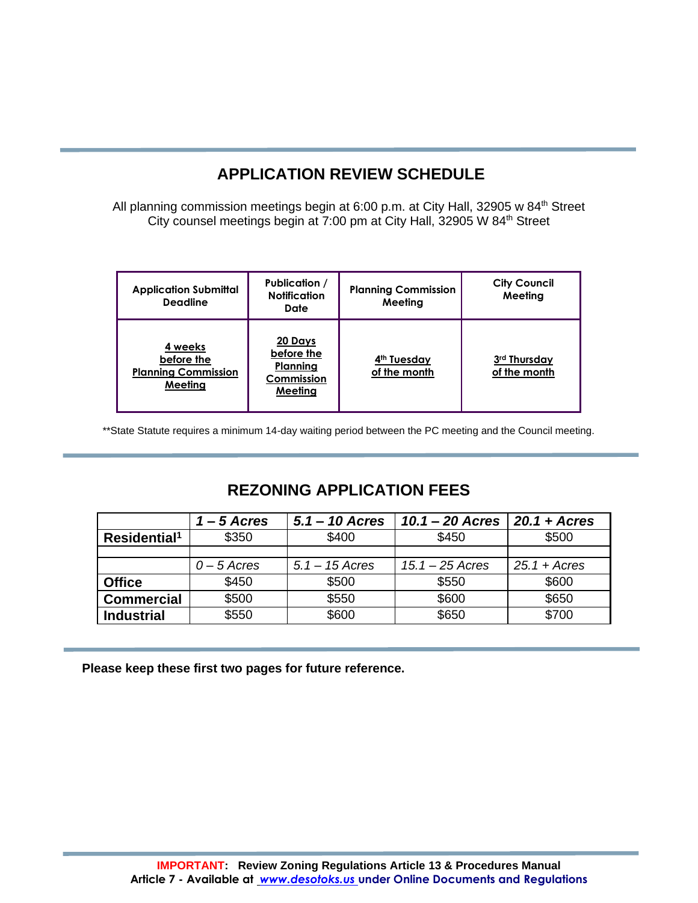## APPLICATION REVIEW SCHEDULE

All planning commission meetings begin at 6:00 p.m. at City Hall, 32905 w 84th Street
City counsel meetings begin at 7:00 pm at City Hall, 32905 W 84th Street

| Application Submittal Deadline | Publication / Notification Date | Planning Commission Meeting | City Council Meeting |
|---|---|---|---|
| 4 weeks before the Planning Commission Meeting | 20 Days before the Planning Commission Meeting | 4th Tuesday of the month | 3rd Thursday of the month |

**State Statute requires a minimum 14-day waiting period between the PC meeting and the Council meeting.

## REZONING APPLICATION FEES

| | *1 – 5 Acres* | *5.1 – 10 Acres* | *10.1 – 20 Acres* | *20.1 + Acres* |
|---|---|---|---|---|
| **Residential[1]** | $350 | $400 | $450 | $500 |
| | | | | |
| | *0 – 5 Acres* | *5.1 – 15 Acres* | *15.1 – 25 Acres* | *25.1 + Acres* |
| **Office** | $450 | $500 | $550 | $600 |
| **Commercial** | $500 | $550 | $600 | $650 |
| **Industrial** | $550 | $600 | $650 | $700 |

**Please keep these first two pages for future reference.**

**IMPORTANT: Review Zoning Regulations Article 13 & Procedures Manual Article 7 - Available at *www.desotoks.us* under Online Documents and Regulations**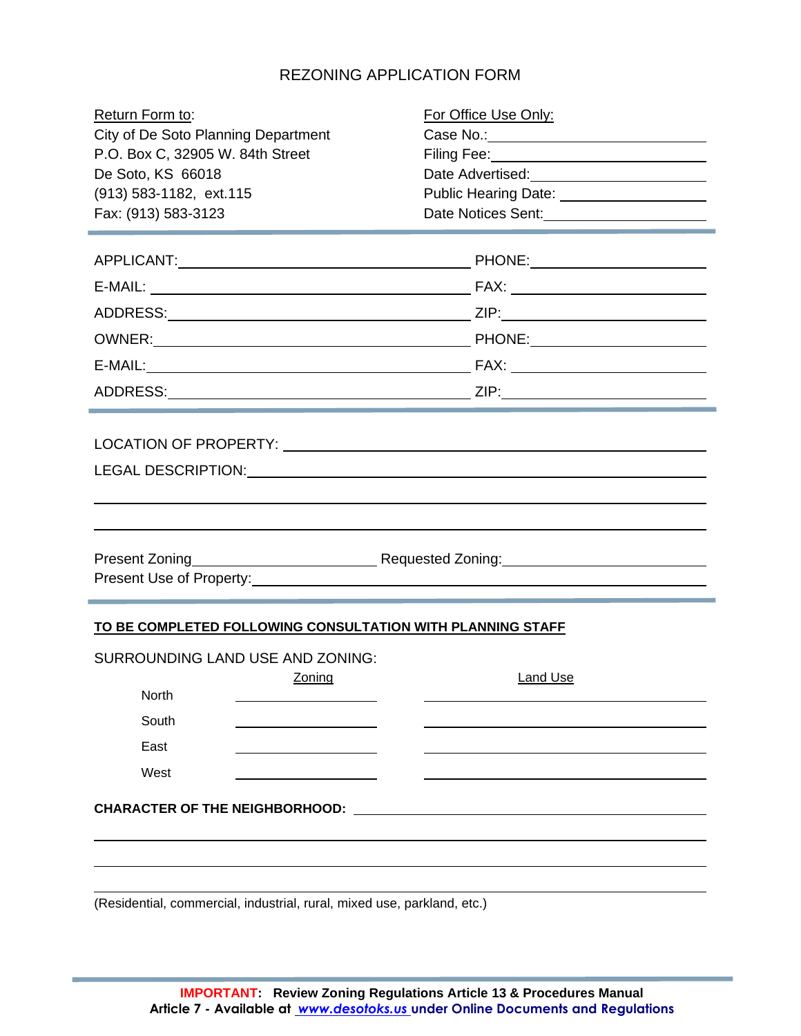# REZONING APPLICATION FORM

Return Form to:
City of De Soto Planning Department
P.O. Box C, 32905 W. 84th Street
De Soto, KS 66018
(913) 583-1182, ext.115
Fax: (913) 583-3123

For Office Use Only:
Case No.:\_\_\_\_\_\_\_\_\_\_\_\_\_\_\_\_\_\_\_\_
Filing Fee:\_\_\_\_\_\_\_\_\_\_\_\_\_\_\_\_\_\_\_\_
Date Advertised:\_\_\_\_\_\_\_\_\_\_\_\_\_\_\_\_\_\_\_\_
Public Hearing Date: \_\_\_\_\_\_\_\_\_\_\_\_\_\_\_\_\_\_\_\_
Date Notices Sent:\_\_\_\_\_\_\_\_\_\_\_\_\_\_\_\_\_\_\_\_

---

APPLICANT:\_\_\_\_\_\_\_\_\_\_\_\_\_\_\_\_\_\_\_\_\_\_\_\_\_\_\_\_\_\_ PHONE:\_\_\_\_\_\_\_\_\_\_\_\_\_\_\_\_\_\_\_\_

E-MAIL: \_\_\_\_\_\_\_\_\_\_\_\_\_\_\_\_\_\_\_\_\_\_\_\_\_\_\_\_\_\_ FAX: \_\_\_\_\_\_\_\_\_\_\_\_\_\_\_\_\_\_\_\_

ADDRESS:\_\_\_\_\_\_\_\_\_\_\_\_\_\_\_\_\_\_\_\_\_\_\_\_\_\_\_\_\_\_ ZIP:\_\_\_\_\_\_\_\_\_\_\_\_\_\_\_\_\_\_\_\_

OWNER:\_\_\_\_\_\_\_\_\_\_\_\_\_\_\_\_\_\_\_\_\_\_\_\_\_\_\_\_\_\_ PHONE:\_\_\_\_\_\_\_\_\_\_\_\_\_\_\_\_\_\_\_\_

E-MAIL:\_\_\_\_\_\_\_\_\_\_\_\_\_\_\_\_\_\_\_\_\_\_\_\_\_\_\_\_\_\_ FAX: \_\_\_\_\_\_\_\_\_\_\_\_\_\_\_\_\_\_\_\_

ADDRESS:\_\_\_\_\_\_\_\_\_\_\_\_\_\_\_\_\_\_\_\_\_\_\_\_\_\_\_\_\_\_ ZIP:\_\_\_\_\_\_\_\_\_\_\_\_\_\_\_\_\_\_\_\_

---

LOCATION OF PROPERTY: \_\_\_\_\_\_\_\_\_\_\_\_\_\_\_\_\_\_\_\_\_\_\_\_\_\_\_\_\_\_\_\_\_\_\_\_\_\_\_\_

LEGAL DESCRIPTION:\_\_\_\_\_\_\_\_\_\_\_\_\_\_\_\_\_\_\_\_\_\_\_\_\_\_\_\_\_\_\_\_\_\_\_\_\_\_\_\_

\_\_\_\_\_\_\_\_\_\_\_\_\_\_\_\_\_\_\_\_\_\_\_\_\_\_\_\_\_\_\_\_\_\_\_\_\_\_\_\_\_\_\_\_\_\_\_\_\_\_\_\_\_\_\_\_

\_\_\_\_\_\_\_\_\_\_\_\_\_\_\_\_\_\_\_\_\_\_\_\_\_\_\_\_\_\_\_\_\_\_\_\_\_\_\_\_\_\_\_\_\_\_\_\_\_\_\_\_\_\_\_\_

Present Zoning\_\_\_\_\_\_\_\_\_\_\_\_\_\_\_\_\_\_\_\_ Requested Zoning:\_\_\_\_\_\_\_\_\_\_\_\_\_\_\_\_\_\_\_\_
Present Use of Property:\_\_\_\_\_\_\_\_\_\_\_\_\_\_\_\_\_\_\_\_\_\_\_\_\_\_\_\_\_\_\_\_\_\_\_\_\_\_\_\_

---

**TO BE COMPLETED FOLLOWING CONSULTATION WITH PLANNING STAFF**

SURROUNDING LAND USE AND ZONING:

| | Zoning | Land Use |
|---|---|---|
| North | | |
| South | | |
| East | | |
| West | | |

**CHARACTER OF THE NEIGHBORHOOD:** \_\_\_\_\_\_\_\_\_\_\_\_\_\_\_\_\_\_\_\_\_\_\_\_\_\_\_\_\_\_\_\_\_\_\_\_\_\_\_\_

\_\_\_\_\_\_\_\_\_\_\_\_\_\_\_\_\_\_\_\_\_\_\_\_\_\_\_\_\_\_\_\_\_\_\_\_\_\_\_\_\_\_\_\_\_\_\_\_\_\_\_\_\_\_\_\_

\_\_\_\_\_\_\_\_\_\_\_\_\_\_\_\_\_\_\_\_\_\_\_\_\_\_\_\_\_\_\_\_\_\_\_\_\_\_\_\_\_\_\_\_\_\_\_\_\_\_\_\_\_\_\_\_

\_\_\_\_\_\_\_\_\_\_\_\_\_\_\_\_\_\_\_\_\_\_\_\_\_\_\_\_\_\_\_\_\_\_\_\_\_\_\_\_\_\_\_\_\_\_\_\_\_\_\_\_\_\_\_\_

(Residential, commercial, industrial, rural, mixed use, parkland, etc.)

---

**IMPORTANT: Review Zoning Regulations Article 13 & Procedures Manual Article 7 - Available at *www.desotoks.us* under Online Documents and Regulations**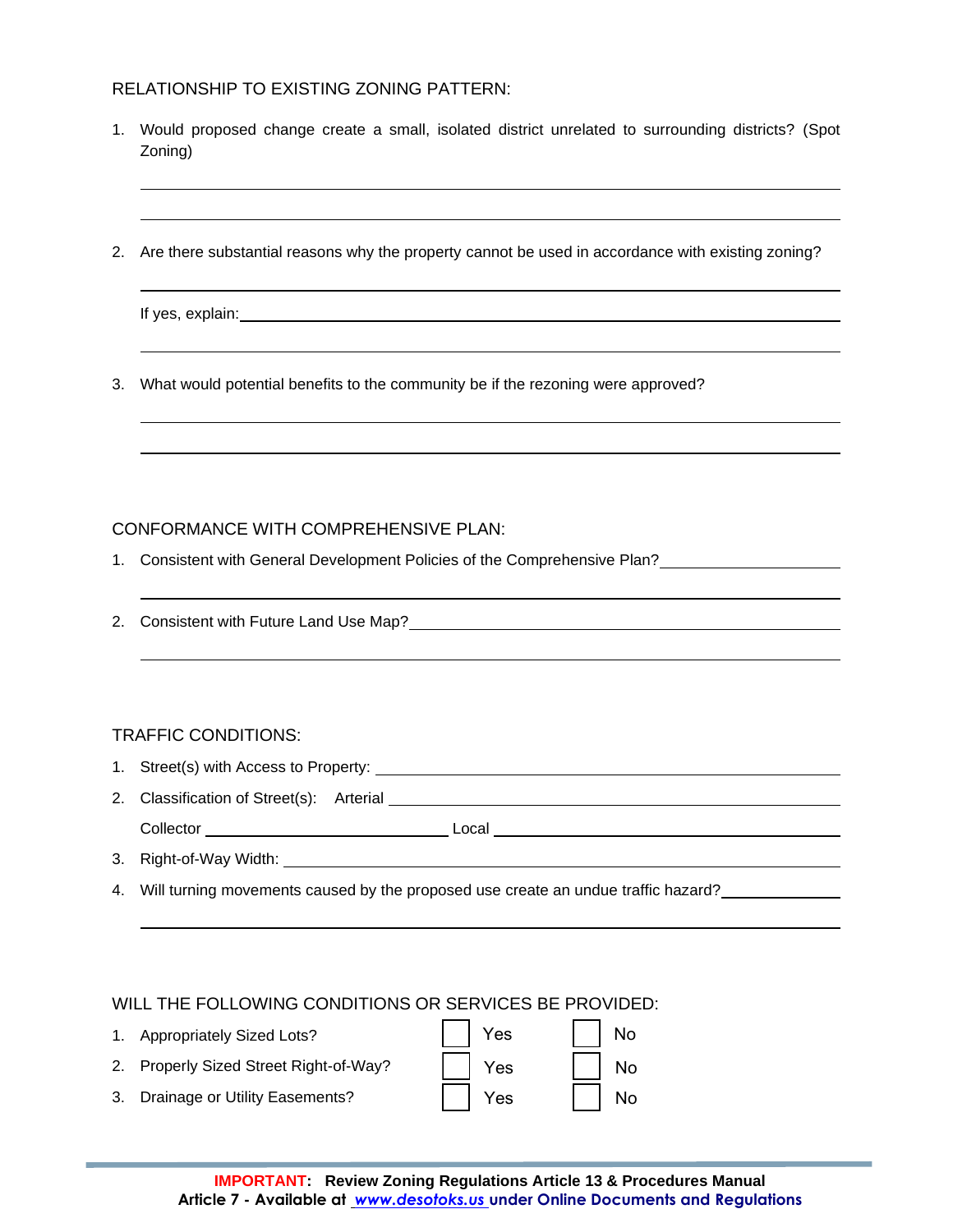## RELATIONSHIP TO EXISTING ZONING PATTERN:

1. Would proposed change create a small, isolated district unrelated to surrounding districts? (Spot Zoning)

   ______________________________________________________________________________

   ______________________________________________________________________________

2. Are there substantial reasons why the property cannot be used in accordance with existing zoning?

   ______________________________________________________________________________

   If yes, explain: _______________________________________________________________

   ______________________________________________________________________________

3. What would potential benefits to the community be if the rezoning were approved?

   ______________________________________________________________________________

   ______________________________________________________________________________

## CONFORMANCE WITH COMPREHENSIVE PLAN:

1. Consistent with General Development Policies of the Comprehensive Plan? ____________________

   ______________________________________________________________________________

2. Consistent with Future Land Use Map? ________________________________________________

   ______________________________________________________________________________

## TRAFFIC CONDITIONS:

1. Street(s) with Access to Property: ___________________________________________________
2. Classification of Street(s): Arterial __________________________________________________

   Collector ______________________ Local ______________________________

3. Right-of-Way Width: _____________________________________________________________
4. Will turning movements caused by the proposed use create an undue traffic hazard? ___________

   ______________________________________________________________________________

## WILL THE FOLLOWING CONDITIONS OR SERVICES BE PROVIDED:

1. Appropriately Sized Lots? ☐ Yes ☐ No
2. Properly Sized Street Right-of-Way? ☐ Yes ☐ No
3. Drainage or Utility Easements? ☐ Yes ☐ No

**IMPORTANT: Review Zoning Regulations Article 13 & Procedures Manual Article 7 - Available at *www.desotoks.us* under Online Documents and Regulations**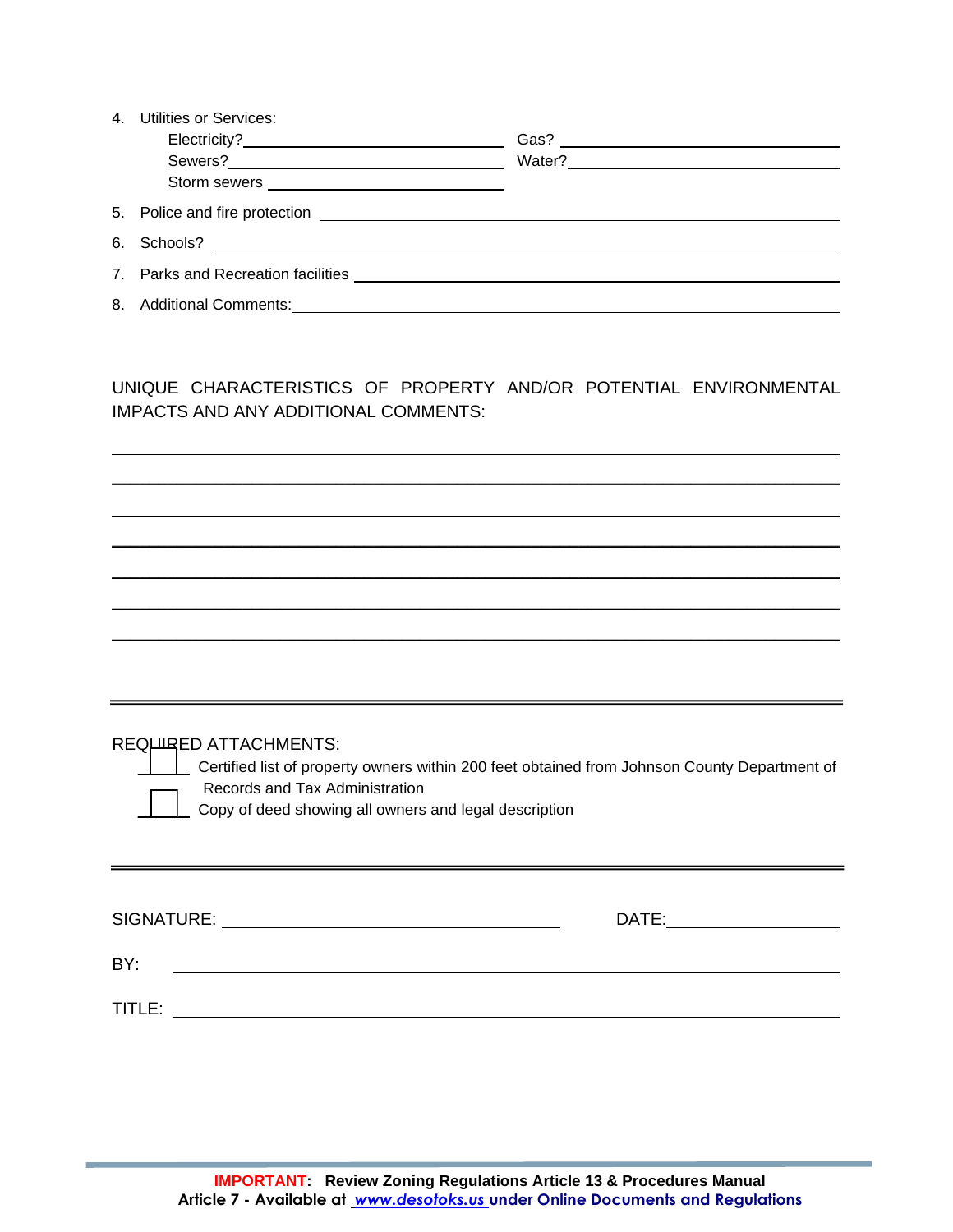4. Utilities or Services:

   Electricity? ____________________ Gas? ____________________

   Sewers? ____________________ Water? ____________________

   Storm sewers ____________________

5. Police and fire protection ________________________________________

6. Schools? ________________________________________

7. Parks and Recreation facilities ________________________________________

8. Additional Comments: ________________________________________

UNIQUE CHARACTERISTICS OF PROPERTY AND/OR POTENTIAL ENVIRONMENTAL IMPACTS AND ANY ADDITIONAL COMMENTS:

________________________________________________________________________________

________________________________________________________________________________

________________________________________________________________________________

________________________________________________________________________________

________________________________________________________________________________

________________________________________________________________________________

________________________________________________________________________________

---

REQUIRED ATTACHMENTS:

- [ ] Certified list of property owners within 200 feet obtained from Johnson County Department of Records and Tax Administration
- [ ] Copy of deed showing all owners and legal description

---

SIGNATURE: ______________________________ DATE: ____________________

BY: ________________________________________

TITLE: ________________________________________

**IMPORTANT: Review Zoning Regulations Article 13 & Procedures Manual Article 7 - Available at *www.desotoks.us* under Online Documents and Regulations**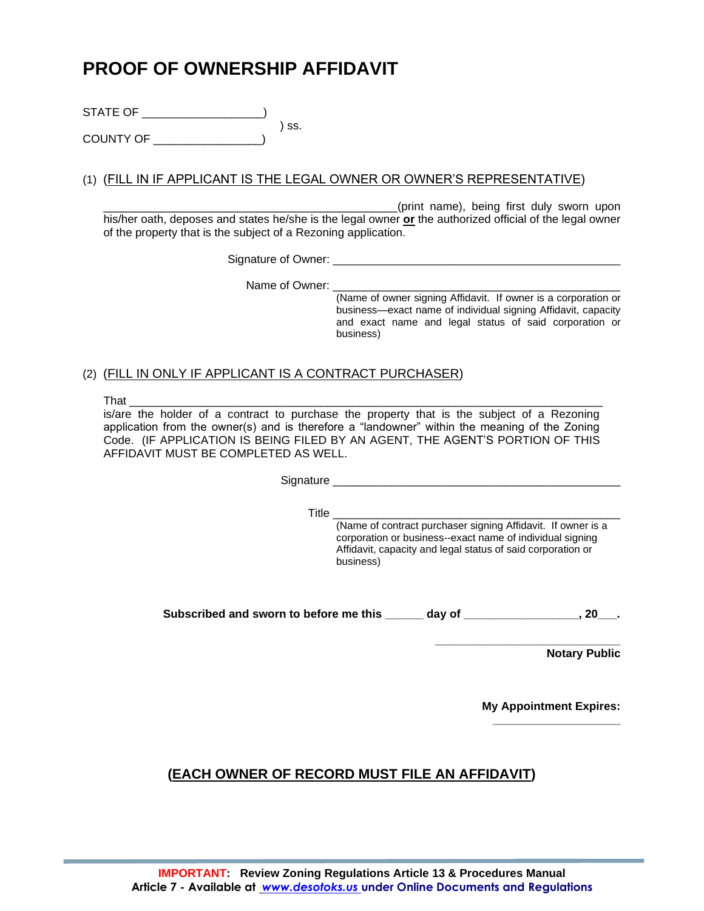# PROOF OF OWNERSHIP AFFIDAVIT

STATE OF __________________)

) ss.

COUNTY OF _________________)

(1) (FILL IN IF APPLICANT IS THE LEGAL OWNER OR OWNER'S REPRESENTATIVE)

_______________________________________________(print name), being first duly sworn upon his/her oath, deposes and states he/she is the legal owner **or** the authorized official of the legal owner of the property that is the subject of a Rezoning application.

Signature of Owner: ______________________________________________

Name of Owner: ______________________________________________

(Name of owner signing Affidavit. If owner is a corporation or business—exact name of individual signing Affidavit, capacity and exact name and legal status of said corporation or business)

(2) (FILL IN ONLY IF APPLICANT IS A CONTRACT PURCHASER)

That _______________________________________________________________________ is/are the holder of a contract to purchase the property that is the subject of a Rezoning application from the owner(s) and is therefore a "landowner" within the meaning of the Zoning Code. (IF APPLICATION IS BEING FILED BY AN AGENT, THE AGENT'S PORTION OF THIS AFFIDAVIT MUST BE COMPLETED AS WELL.

Signature ______________________________________________

Title ______________________________________________

(Name of contract purchaser signing Affidavit. If owner is a corporation or business--exact name of individual signing Affidavit, capacity and legal status of said corporation or business)

**Subscribed and sworn to before me this ______ day of __________________, 20___.**

______________________________

**Notary Public**

**My Appointment Expires:**

____________________

**(EACH OWNER OF RECORD MUST FILE AN AFFIDAVIT)**

**IMPORTANT: Review Zoning Regulations Article 13 & Procedures Manual Article 7 - Available at *www.desotoks.us* under Online Documents and Regulations**